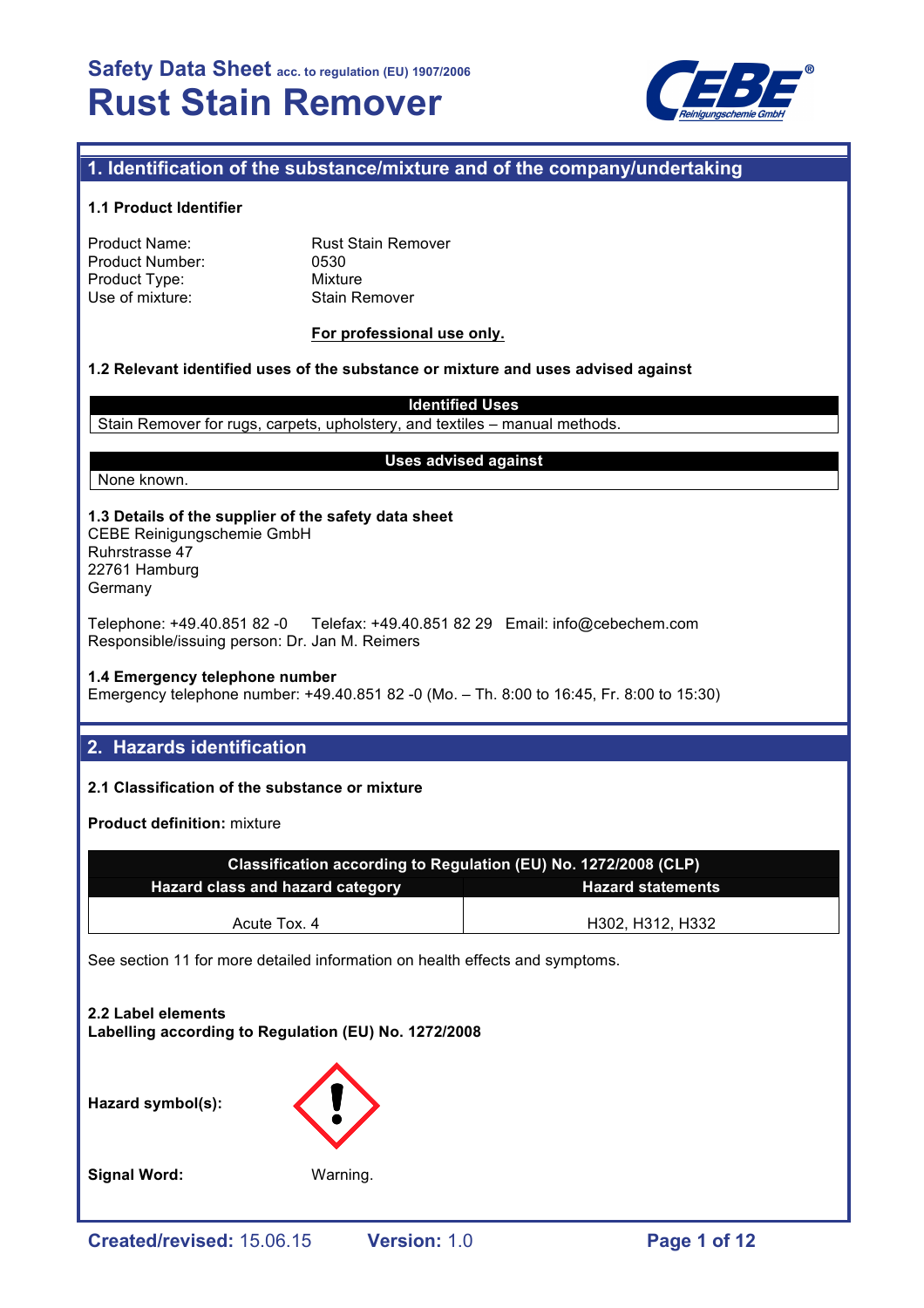# Safety Data Sheet acc. to regulation (EU) 1907/2006

# Rust Stain Remover

## 1. Identification of the substance/mixture and of the company/undertaking

### 1.1 Product Identifier

Product Name: Rust Stain Remover
Product Number: 0530
Product Type: Mixture
Use of mixture: Stain Remover

**For professional use only.**

### 1.2 Relevant identified uses of the substance or mixture and uses advised against

| Identified Uses |
|---|
| Stain Remover for rugs, carpets, upholstery, and textiles – manual methods. |

| Uses advised against |
|---|
| None known. |

### 1.3 Details of the supplier of the safety data sheet

CEBE Reinigungschemie GmbH
Ruhrstrasse 47
22761 Hamburg
Germany

Telephone: +49.40.851 82 -0 Telefax: +49.40.851 82 29 Email: info@cebechem.com
Responsible/issuing person: Dr. Jan M. Reimers

### 1.4 Emergency telephone number

Emergency telephone number: +49.40.851 82 -0 (Mo. – Th. 8:00 to 16:45, Fr. 8:00 to 15:30)

## 2. Hazards identification

### 2.1 Classification of the substance or mixture

**Product definition:** mixture

| Classification according to Regulation (EU) No. 1272/2008 (CLP) | |
|---|---|
| **Hazard class and hazard category** | **Hazard statements** |
| Acute Tox. 4 | H302, H312, H332 |

See section 11 for more detailed information on health effects and symptoms.

### 2.2 Label elements

**Labelling according to Regulation (EU) No. 1272/2008**

**Hazard symbol(s):**

**Signal Word:** Warning.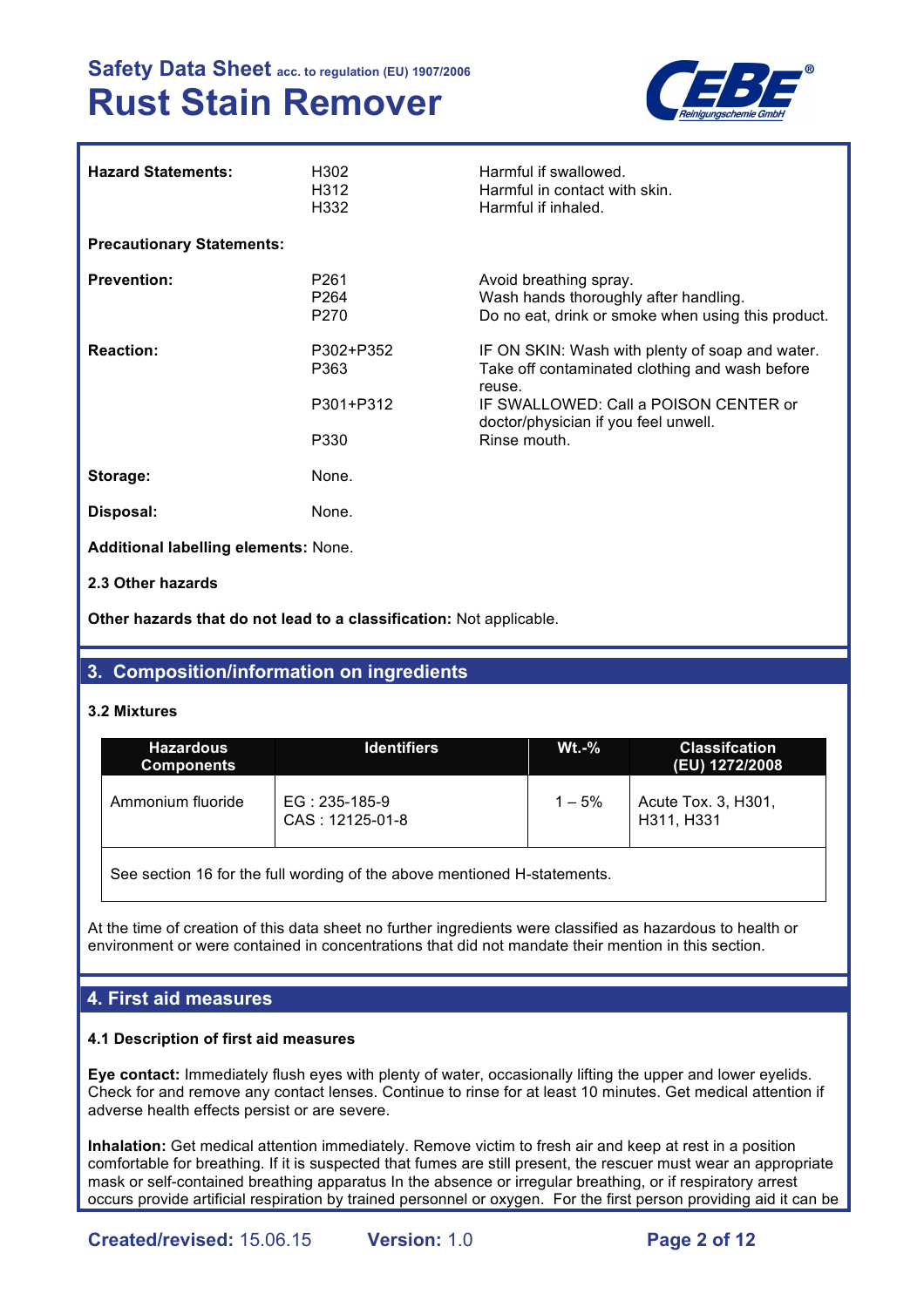| | | |
|---|---|---|
| **Hazard Statements:** | H302<br>H312<br>H332 | Harmful if swallowed.<br>Harmful in contact with skin.<br>Harmful if inhaled. |

**Precautionary Statements:**

| | | |
|---|---|---|
| **Prevention:** | P261<br>P264<br>P270 | Avoid breathing spray.<br>Wash hands thoroughly after handling.<br>Do no eat, drink or smoke when using this product. |
| **Reaction:** | P302+P352<br>P363<br>P301+P312<br>P330 | IF ON SKIN: Wash with plenty of soap and water.<br>Take off contaminated clothing and wash before reuse.<br>IF SWALLOWED: Call a POISON CENTER or doctor/physician if you feel unwell.<br>Rinse mouth. |
| **Storage:** | None. | |
| **Disposal:** | None. | |

**Additional labelling elements:** None.

**2.3 Other hazards**

**Other hazards that do not lead to a classification:** Not applicable.

## 3. Composition/information on ingredients

**3.2 Mixtures**

| Hazardous Components | Identifiers | Wt.-% | Classifcation (EU) 1272/2008 |
|---|---|---|---|
| Ammonium fluoride | EG : 235-185-9<br>CAS : 12125-01-8 | 1 – 5% | Acute Tox. 3, H301, H311, H331 |
| See section 16 for the full wording of the above mentioned H-statements. | | | |

At the time of creation of this data sheet no further ingredients were classified as hazardous to health or environment or were contained in concentrations that did not mandate their mention in this section.

## 4. First aid measures

**4.1 Description of first aid measures**

**Eye contact:** Immediately flush eyes with plenty of water, occasionally lifting the upper and lower eyelids. Check for and remove any contact lenses. Continue to rinse for at least 10 minutes. Get medical attention if adverse health effects persist or are severe.

**Inhalation:** Get medical attention immediately. Remove victim to fresh air and keep at rest in a position comfortable for breathing. If it is suspected that fumes are still present, the rescuer must wear an appropriate mask or self-contained breathing apparatus In the absence or irregular breathing, or if respiratory arrest occurs provide artificial respiration by trained personnel or oxygen. For the first person providing aid it can be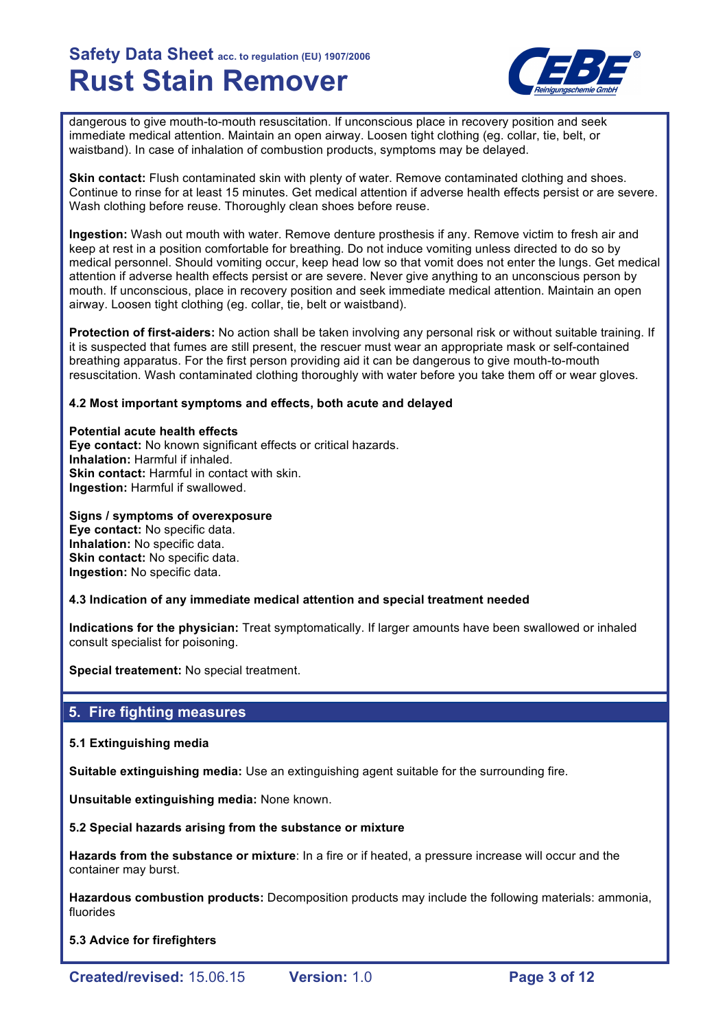dangerous to give mouth-to-mouth resuscitation. If unconscious place in recovery position and seek immediate medical attention. Maintain an open airway. Loosen tight clothing (eg. collar, tie, belt, or waistband). In case of inhalation of combustion products, symptoms may be delayed.

**Skin contact:** Flush contaminated skin with plenty of water. Remove contaminated clothing and shoes. Continue to rinse for at least 15 minutes. Get medical attention if adverse health effects persist or are severe. Wash clothing before reuse. Thoroughly clean shoes before reuse.

**Ingestion:** Wash out mouth with water. Remove denture prosthesis if any. Remove victim to fresh air and keep at rest in a position comfortable for breathing. Do not induce vomiting unless directed to do so by medical personnel. Should vomiting occur, keep head low so that vomit does not enter the lungs. Get medical attention if adverse health effects persist or are severe. Never give anything to an unconscious person by mouth. If unconscious, place in recovery position and seek immediate medical attention. Maintain an open airway. Loosen tight clothing (eg. collar, tie, belt or waistband).

**Protection of first-aiders:** No action shall be taken involving any personal risk or without suitable training. If it is suspected that fumes are still present, the rescuer must wear an appropriate mask or self-contained breathing apparatus. For the first person providing aid it can be dangerous to give mouth-to-mouth resuscitation. Wash contaminated clothing thoroughly with water before you take them off or wear gloves.

### 4.2 Most important symptoms and effects, both acute and delayed

**Potential acute health effects**
**Eye contact:** No known significant effects or critical hazards.
**Inhalation:** Harmful if inhaled.
**Skin contact:** Harmful in contact with skin.
**Ingestion:** Harmful if swallowed.

**Signs / symptoms of overexposure**
**Eye contact:** No specific data.
**Inhalation:** No specific data.
**Skin contact:** No specific data.
**Ingestion:** No specific data.

### 4.3 Indication of any immediate medical attention and special treatment needed

**Indications for the physician:** Treat symptomatically. If larger amounts have been swallowed or inhaled consult specialist for poisoning.

**Special treatement:** No special treatment.

## 5. Fire fighting measures

### 5.1 Extinguishing media

**Suitable extinguishing media:** Use an extinguishing agent suitable for the surrounding fire.

**Unsuitable extinguishing media:** None known.

### 5.2 Special hazards arising from the substance or mixture

**Hazards from the substance or mixture**: In a fire or if heated, a pressure increase will occur and the container may burst.

**Hazardous combustion products:** Decomposition products may include the following materials: ammonia, fluorides

### 5.3 Advice for firefighters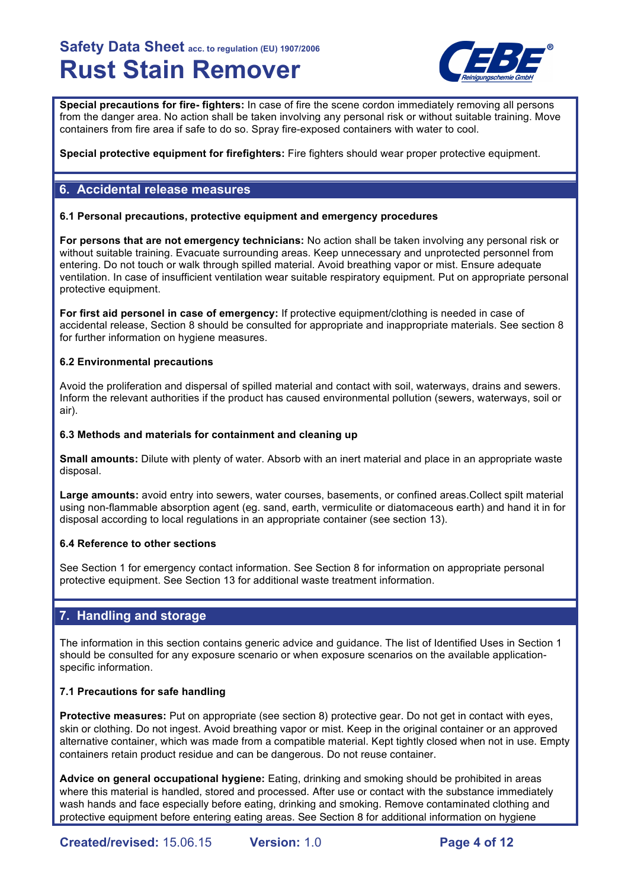**Special precautions for fire- fighters:** In case of fire the scene cordon immediately removing all persons from the danger area. No action shall be taken involving any personal risk or without suitable training. Move containers from fire area if safe to do so. Spray fire-exposed containers with water to cool.

**Special protective equipment for firefighters:** Fire fighters should wear proper protective equipment.

## 6. Accidental release measures

### 6.1 Personal precautions, protective equipment and emergency procedures

**For persons that are not emergency technicians:** No action shall be taken involving any personal risk or without suitable training. Evacuate surrounding areas. Keep unnecessary and unprotected personnel from entering. Do not touch or walk through spilled material. Avoid breathing vapor or mist. Ensure adequate ventilation. In case of insufficient ventilation wear suitable respiratory equipment. Put on appropriate personal protective equipment.

**For first aid personel in case of emergency:** If protective equipment/clothing is needed in case of accidental release, Section 8 should be consulted for appropriate and inappropriate materials. See section 8 for further information on hygiene measures.

### 6.2 Environmental precautions

Avoid the proliferation and dispersal of spilled material and contact with soil, waterways, drains and sewers. Inform the relevant authorities if the product has caused environmental pollution (sewers, waterways, soil or air).

### 6.3 Methods and materials for containment and cleaning up

**Small amounts:** Dilute with plenty of water. Absorb with an inert material and place in an appropriate waste disposal.

**Large amounts:** avoid entry into sewers, water courses, basements, or confined areas.Collect spilt material using non-flammable absorption agent (eg. sand, earth, vermiculite or diatomaceous earth) and hand it in for disposal according to local regulations in an appropriate container (see section 13).

### 6.4 Reference to other sections

See Section 1 for emergency contact information. See Section 8 for information on appropriate personal protective equipment. See Section 13 for additional waste treatment information.

## 7. Handling and storage

The information in this section contains generic advice and guidance. The list of Identified Uses in Section 1 should be consulted for any exposure scenario or when exposure scenarios on the available application-specific information.

### 7.1 Precautions for safe handling

**Protective measures:** Put on appropriate (see section 8) protective gear. Do not get in contact with eyes, skin or clothing. Do not ingest. Avoid breathing vapor or mist. Keep in the original container or an approved alternative container, which was made from a compatible material. Kept tightly closed when not in use. Empty containers retain product residue and can be dangerous. Do not reuse container.

**Advice on general occupational hygiene:** Eating, drinking and smoking should be prohibited in areas where this material is handled, stored and processed. After use or contact with the substance immediately wash hands and face especially before eating, drinking and smoking. Remove contaminated clothing and protective equipment before entering eating areas. See Section 8 for additional information on hygiene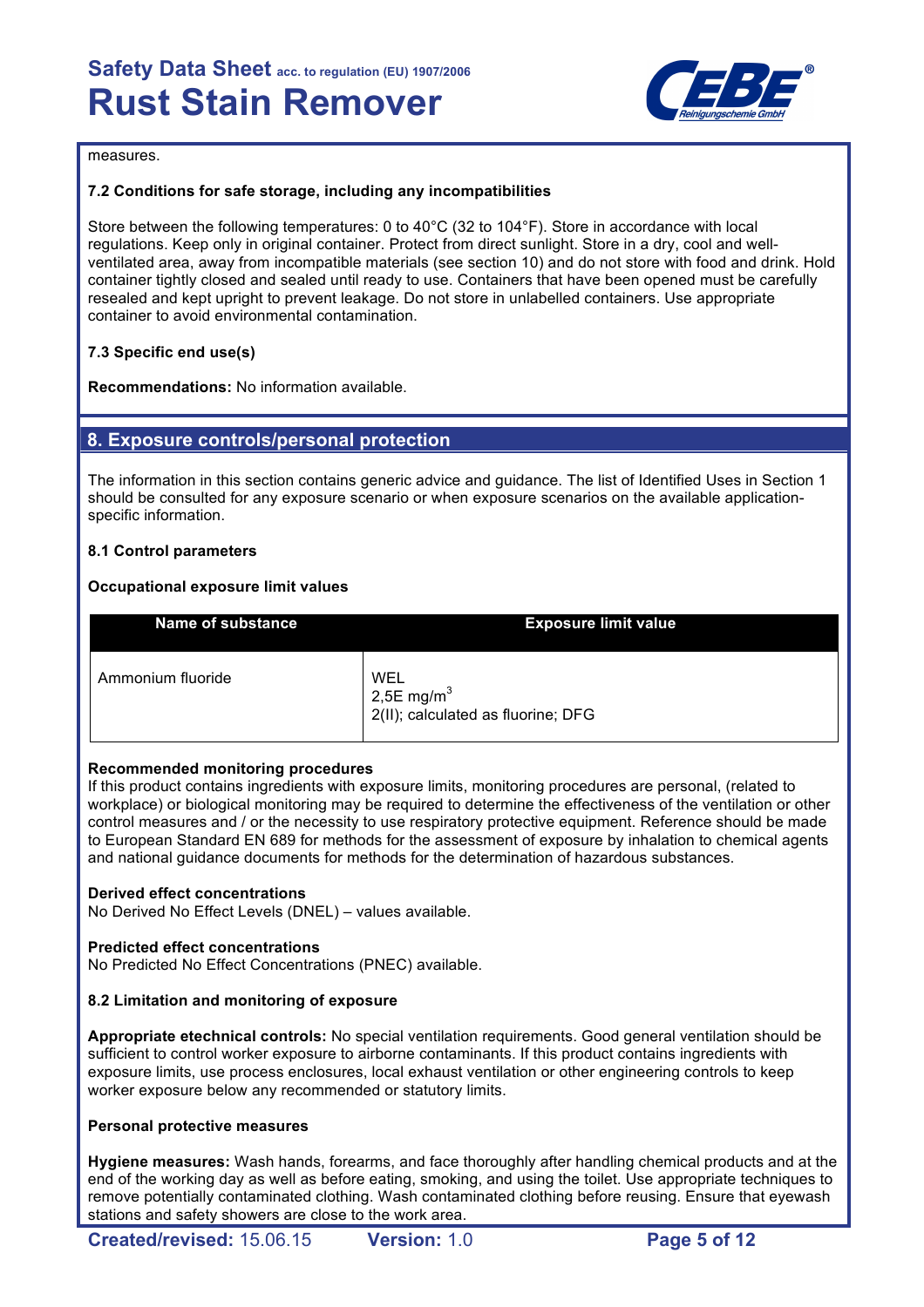measures.

#### 7.2 Conditions for safe storage, including any incompatibilities

Store between the following temperatures: 0 to 40°C (32 to 104°F). Store in accordance with local regulations. Keep only in original container. Protect from direct sunlight. Store in a dry, cool and well-ventilated area, away from incompatible materials (see section 10) and do not store with food and drink. Hold container tightly closed and sealed until ready to use. Containers that have been opened must be carefully resealed and kept upright to prevent leakage. Do not store in unlabelled containers. Use appropriate container to avoid environmental contamination.

#### 7.3 Specific end use(s)

**Recommendations:** No information available.

## 8. Exposure controls/personal protection

The information in this section contains generic advice and guidance. The list of Identified Uses in Section 1 should be consulted for any exposure scenario or when exposure scenarios on the available application-specific information.

#### 8.1 Control parameters

**Occupational exposure limit values**

| Name of substance | Exposure limit value |
|---|---|
| Ammonium fluoride | WEL<br>2,5E $mg/m^3$<br>2(II); calculated as fluorine; DFG |

**Recommended monitoring procedures**
If this product contains ingredients with exposure limits, monitoring procedures are personal, (related to workplace) or biological monitoring may be required to determine the effectiveness of the ventilation or other control measures and / or the necessity to use respiratory protective equipment. Reference should be made to European Standard EN 689 for methods for the assessment of exposure by inhalation to chemical agents and national guidance documents for methods for the determination of hazardous substances.

**Derived effect concentrations**
No Derived No Effect Levels (DNEL) – values available.

**Predicted effect concentrations**
No Predicted No Effect Concentrations (PNEC) available.

#### 8.2 Limitation and monitoring of exposure

**Appropriate etechnical controls:** No special ventilation requirements. Good general ventilation should be sufficient to control worker exposure to airborne contaminants. If this product contains ingredients with exposure limits, use process enclosures, local exhaust ventilation or other engineering controls to keep worker exposure below any recommended or statutory limits.

**Personal protective measures**

**Hygiene measures:** Wash hands, forearms, and face thoroughly after handling chemical products and at the end of the working day as well as before eating, smoking, and using the toilet. Use appropriate techniques to remove potentially contaminated clothing. Wash contaminated clothing before reusing. Ensure that eyewash stations and safety showers are close to the work area.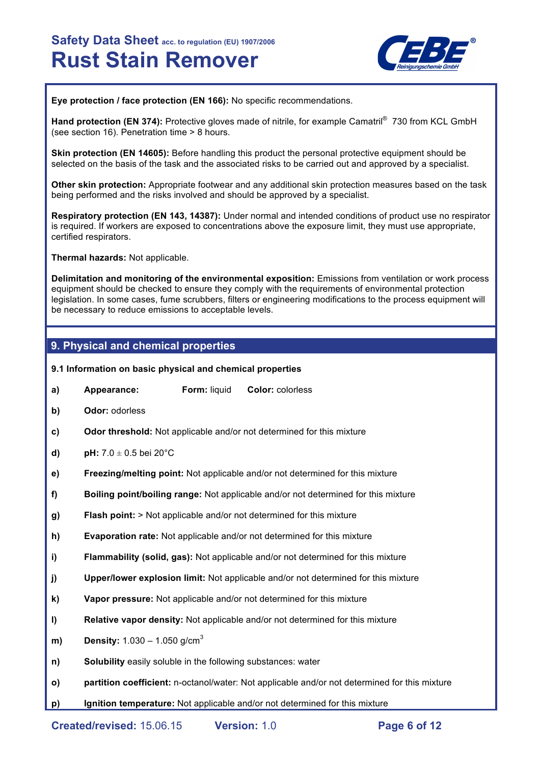**Eye protection / face protection (EN 166):** No specific recommendations.

**Hand protection (EN 374):** Protective gloves made of nitrile, for example Camatril® 730 from KCL GmbH (see section 16). Penetration time > 8 hours.

**Skin protection (EN 14605):** Before handling this product the personal protective equipment should be selected on the basis of the task and the associated risks to be carried out and approved by a specialist.

**Other skin protection:** Appropriate footwear and any additional skin protection measures based on the task being performed and the risks involved and should be approved by a specialist.

**Respiratory protection (EN 143, 14387):** Under normal and intended conditions of product use no respirator is required. If workers are exposed to concentrations above the exposure limit, they must use appropriate, certified respirators.

**Thermal hazards:** Not applicable.

**Delimitation and monitoring of the environmental exposition:** Emissions from ventilation or work process equipment should be checked to ensure they comply with the requirements of environmental protection legislation. In some cases, fume scrubbers, filters or engineering modifications to the process equipment will be necessary to reduce emissions to acceptable levels.

## 9. Physical and chemical properties

**9.1 Information on basic physical and chemical properties**

- **a) Appearance:** **Form:** liquid **Color:** colorless
- **b) Odor:** odorless
- **c) Odor threshold:** Not applicable and/or not determined for this mixture
- **d) pH:** 7.0 ± 0.5 bei 20°C
- **e) Freezing/melting point:** Not applicable and/or not determined for this mixture
- **f) Boiling point/boiling range:** Not applicable and/or not determined for this mixture
- **g) Flash point:** > Not applicable and/or not determined for this mixture
- **h) Evaporation rate:** Not applicable and/or not determined for this mixture
- **i) Flammability (solid, gas):** Not applicable and/or not determined for this mixture
- **j) Upper/lower explosion limit:** Not applicable and/or not determined for this mixture
- **k) Vapor pressure:** Not applicable and/or not determined for this mixture
- **l) Relative vapor density:** Not applicable and/or not determined for this mixture
- **m) Density:** 1.030 – 1.050 g/cm$^3$
- **n) Solubility** easily soluble in the following substances: water
- **o) partition coefficient:** n-octanol/water: Not applicable and/or not determined for this mixture
- **p) Ignition temperature:** Not applicable and/or not determined for this mixture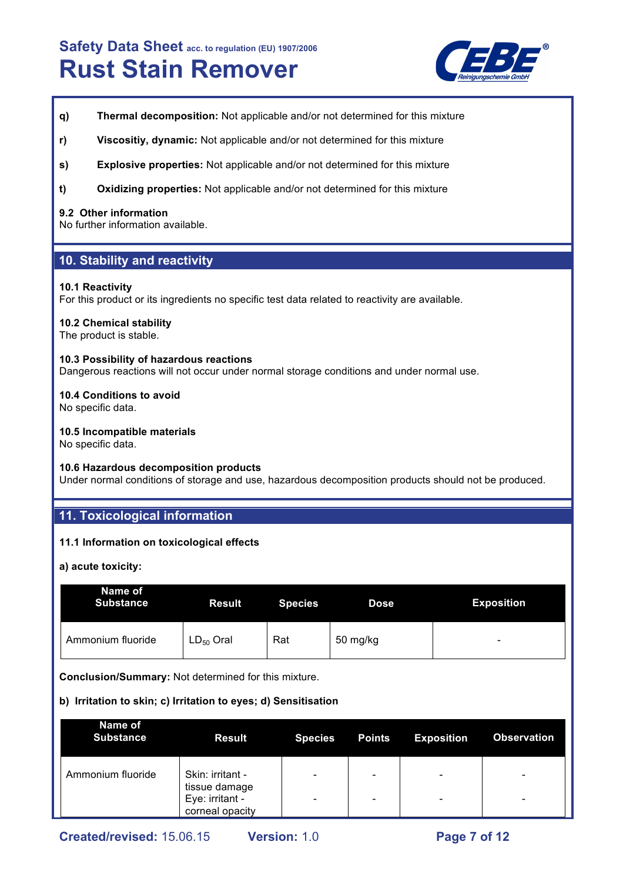**q)** **Thermal decomposition:** Not applicable and/or not determined for this mixture

**r)** **Viscositiy, dynamic:** Not applicable and/or not determined for this mixture

**s)** **Explosive properties:** Not applicable and/or not determined for this mixture

**t)** **Oxidizing properties:** Not applicable and/or not determined for this mixture

**9.2 Other information**
No further information available.

## 10. Stability and reactivity

**10.1 Reactivity**
For this product or its ingredients no specific test data related to reactivity are available.

**10.2 Chemical stability**
The product is stable.

**10.3 Possibility of hazardous reactions**
Dangerous reactions will not occur under normal storage conditions and under normal use.

**10.4 Conditions to avoid**
No specific data.

**10.5 Incompatible materials**
No specific data.

**10.6 Hazardous decomposition products**
Under normal conditions of storage and use, hazardous decomposition products should not be produced.

## 11. Toxicological information

**11.1 Information on toxicological effects**

**a) acute toxicity:**

| Name of Substance | Result | Species | Dose | Exposition |
|---|---|---|---|---|
| Ammonium fluoride | $LD_{50}$ Oral | Rat | 50 mg/kg | - |

**Conclusion/Summary:** Not determined for this mixture.

**b) Irritation to skin; c) Irritation to eyes; d) Sensitisation**

| Name of Substance | Result | Species | Points | Exposition | Observation |
|---|---|---|---|---|---|
| Ammonium fluoride | Skin: irritant - tissue damage | - | - | - | - |
| | Eye: irritant - corneal opacity | - | - | - | - |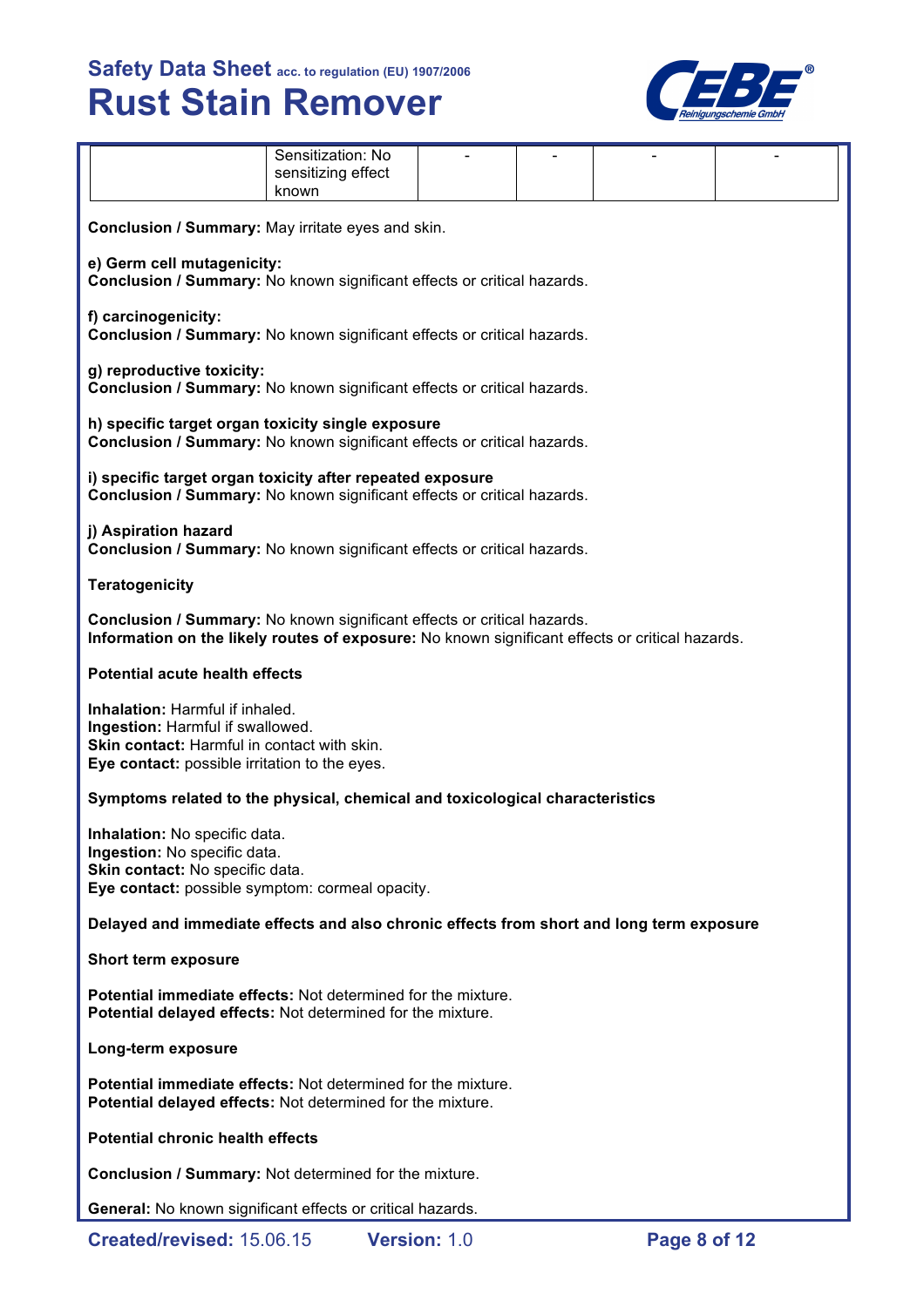|  | Sensitization: No sensitizing effect known | - | - | - | - |
|---|---|---|---|---|---|

**Conclusion / Summary:** May irritate eyes and skin.

**e) Germ cell mutagenicity:**
**Conclusion / Summary:** No known significant effects or critical hazards.

**f) carcinogenicity:**
**Conclusion / Summary:** No known significant effects or critical hazards.

**g) reproductive toxicity:**
**Conclusion / Summary:** No known significant effects or critical hazards.

**h) specific target organ toxicity single exposure**
**Conclusion / Summary:** No known significant effects or critical hazards.

**i) specific target organ toxicity after repeated exposure**
**Conclusion / Summary:** No known significant effects or critical hazards.

**j) Aspiration hazard**
**Conclusion / Summary:** No known significant effects or critical hazards.

**Teratogenicity**

**Conclusion / Summary:** No known significant effects or critical hazards.
**Information on the likely routes of exposure:** No known significant effects or critical hazards.

**Potential acute health effects**

**Inhalation:** Harmful if inhaled.
**Ingestion:** Harmful if swallowed.
**Skin contact:** Harmful in contact with skin.
**Eye contact:** possible irritation to the eyes.

**Symptoms related to the physical, chemical and toxicological characteristics**

**Inhalation:** No specific data.
**Ingestion:** No specific data.
**Skin contact:** No specific data.
**Eye contact:** possible symptom: cormeal opacity.

**Delayed and immediate effects and also chronic effects from short and long term exposure**

**Short term exposure**

**Potential immediate effects:** Not determined for the mixture.
**Potential delayed effects:** Not determined for the mixture.

**Long-term exposure**

**Potential immediate effects:** Not determined for the mixture.
**Potential delayed effects:** Not determined for the mixture.

**Potential chronic health effects**

**Conclusion / Summary:** Not determined for the mixture.

**General:** No known significant effects or critical hazards.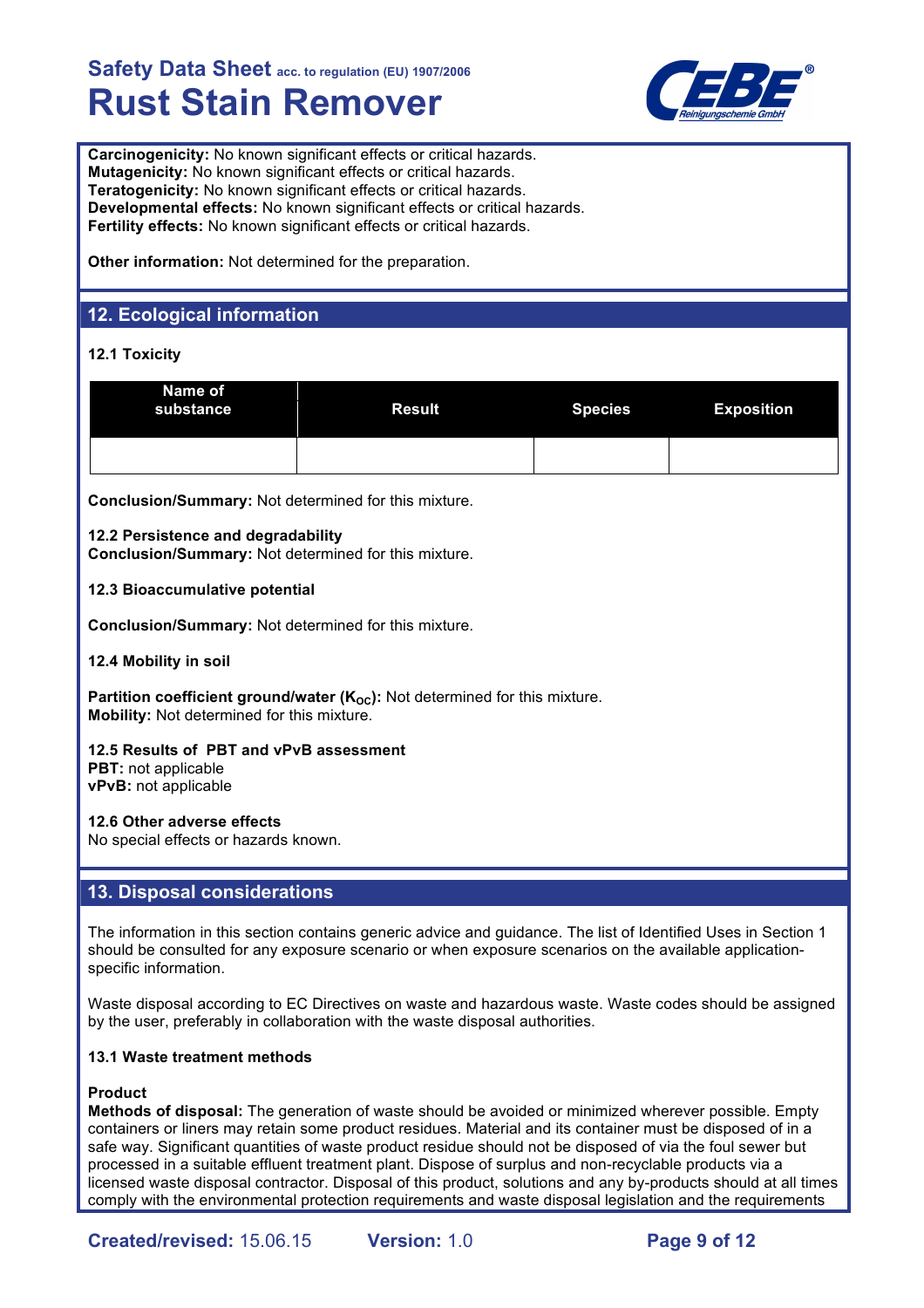**Carcinogenicity:** No known significant effects or critical hazards.
**Mutagenicity:** No known significant effects or critical hazards.
**Teratogenicity:** No known significant effects or critical hazards.
**Developmental effects:** No known significant effects or critical hazards.
**Fertility effects:** No known significant effects or critical hazards.

**Other information:** Not determined for the preparation.

## 12. Ecological information

### 12.1 Toxicity

| Name of substance | Result | Species | Exposition |
|---|---|---|---|
| | | | |

**Conclusion/Summary:** Not determined for this mixture.

### 12.2 Persistence and degradability

**Conclusion/Summary:** Not determined for this mixture.

### 12.3 Bioaccumulative potential

**Conclusion/Summary:** Not determined for this mixture.

### 12.4 Mobility in soil

**Partition coefficient ground/water ($K_{OC}$):** Not determined for this mixture.
**Mobility:** Not determined for this mixture.

### 12.5 Results of PBT and vPvB assessment

**PBT:** not applicable
**vPvB:** not applicable

### 12.6 Other adverse effects

No special effects or hazards known.

## 13. Disposal considerations

The information in this section contains generic advice and guidance. The list of Identified Uses in Section 1 should be consulted for any exposure scenario or when exposure scenarios on the available application-specific information.

Waste disposal according to EC Directives on waste and hazardous waste. Waste codes should be assigned by the user, preferably in collaboration with the waste disposal authorities.

### 13.1 Waste treatment methods

**Product**

**Methods of disposal:** The generation of waste should be avoided or minimized wherever possible. Empty containers or liners may retain some product residues. Material and its container must be disposed of in a safe way. Significant quantities of waste product residue should not be disposed of via the foul sewer but processed in a suitable effluent treatment plant. Dispose of surplus and non-recyclable products via a licensed waste disposal contractor. Disposal of this product, solutions and any by-products should at all times comply with the environmental protection requirements and waste disposal legislation and the requirements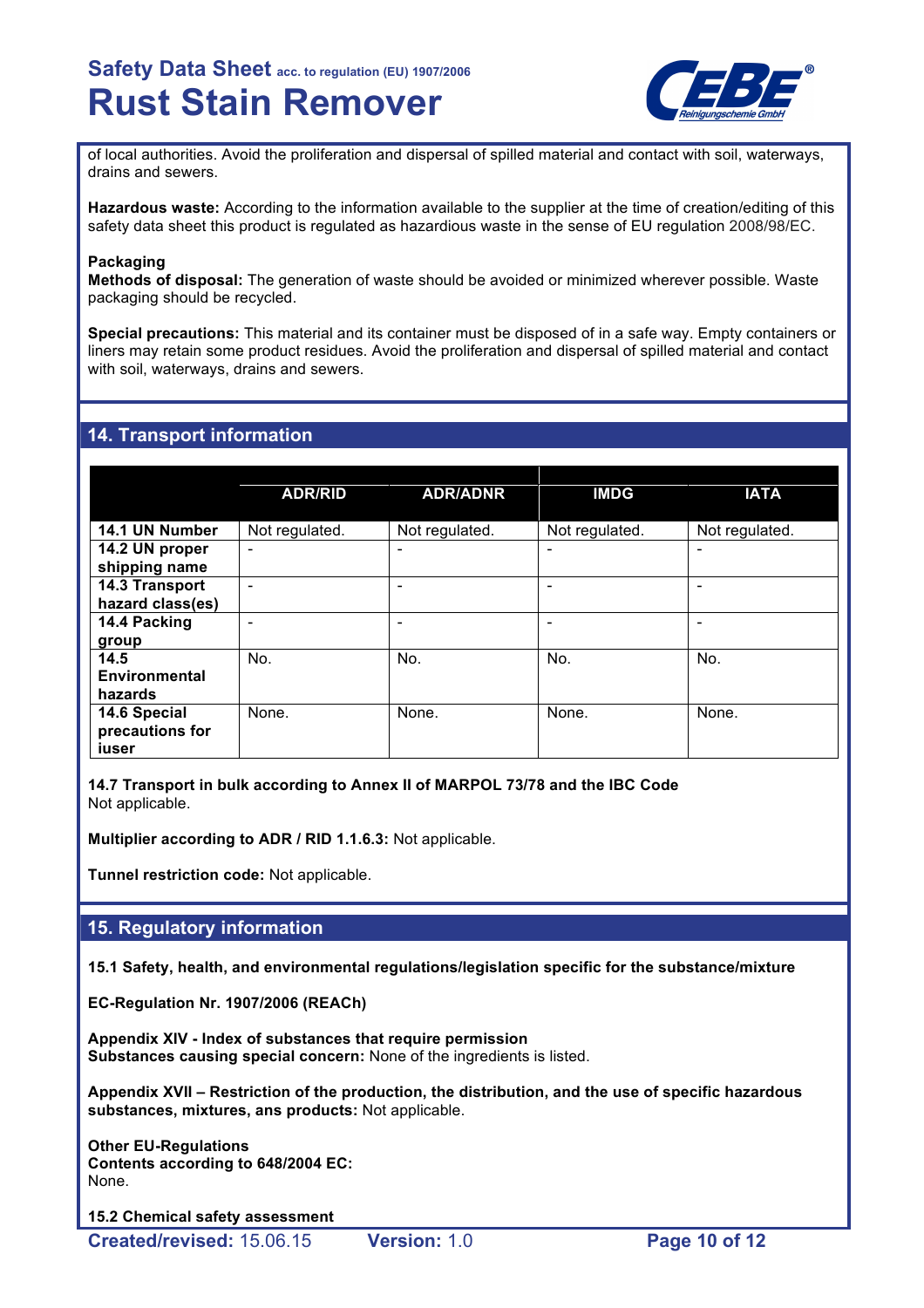of local authorities. Avoid the proliferation and dispersal of spilled material and contact with soil, waterways, drains and sewers.

**Hazardous waste:** According to the information available to the supplier at the time of creation/editing of this safety data sheet this product is regulated as hazardious waste in the sense of EU regulation 2008/98/EC.

**Packaging**
**Methods of disposal:** The generation of waste should be avoided or minimized wherever possible. Waste packaging should be recycled.

**Special precautions:** This material and its container must be disposed of in a safe way. Empty containers or liners may retain some product residues. Avoid the proliferation and dispersal of spilled material and contact with soil, waterways, drains and sewers.

## 14. Transport information

| | ADR/RID | ADR/ADNR | IMDG | IATA |
|---|---|---|---|---|
| **14.1 UN Number** | Not regulated. | Not regulated. | Not regulated. | Not regulated. |
| **14.2 UN proper shipping name** | - | - | - | - |
| **14.3 Transport hazard class(es)** | - | - | - | - |
| **14.4 Packing group** | - | - | - | - |
| **14.5 Environmental hazards** | No. | No. | No. | No. |
| **14.6 Special precautions for iuser** | None. | None. | None. | None. |

**14.7 Transport in bulk according to Annex II of MARPOL 73/78 and the IBC Code**
Not applicable.

**Multiplier according to ADR / RID 1.1.6.3:** Not applicable.

**Tunnel restriction code:** Not applicable.

## 15. Regulatory information

**15.1 Safety, health, and environmental regulations/legislation specific for the substance/mixture**

**EC-Regulation Nr. 1907/2006 (REACh)**

**Appendix XIV - Index of substances that require permission**
**Substances causing special concern:** None of the ingredients is listed.

**Appendix XVII – Restriction of the production, the distribution, and the use of specific hazardous substances, mixtures, ans products:** Not applicable.

**Other EU-Regulations**
**Contents according to 648/2004 EC:**
None.

**15.2 Chemical safety assessment**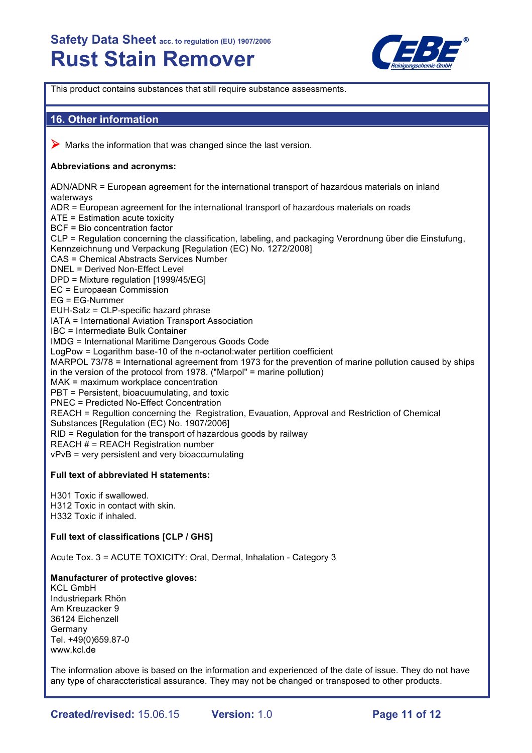This product contains substances that still require substance assessments.

## 16. Other information

➤ Marks the information that was changed since the last version.

**Abbreviations and acronyms:**

ADN/ADNR = European agreement for the international transport of hazardous materials on inland waterways
ADR = European agreement for the international transport of hazardous materials on roads
ATE = Estimation acute toxicity
BCF = Bio concentration factor
CLP = Regulation concerning the classification, labeling, and packaging Verordnung über die Einstufung, Kennzeichnung und Verpackung [Regulation (EC) No. 1272/2008]
CAS = Chemical Abstracts Services Number
DNEL = Derived Non-Effect Level
DPD = Mixture regulation [1999/45/EG]
EC = Europaean Commission
EG = EG-Nummer
EUH-Satz = CLP-specific hazard phrase
IATA = International Aviation Transport Association
IBC = Intermediate Bulk Container
IMDG = International Maritime Dangerous Goods Code
LogPow = Logarithm base-10 of the n-octanol:water pertition coefficient
MARPOL 73/78 = International agreement from 1973 for the prevention of marine pollution caused by ships in the version of the protocol from 1978. ("Marpol" = marine pollution)
MAK = maximum workplace concentration
PBT = Persistent, bioacuumulating, and toxic
PNEC = Predicted No-Effect Concentration
REACH = Regultion concerning the Registration, Evauation, Approval and Restriction of Chemical Substances [Regulation (EC) No. 1907/2006]
RID = Regulation for the transport of hazardous goods by railway
REACH # = REACH Registration number
vPvB = very persistent and very bioaccumulating

**Full text of abbreviated H statements:**

H301 Toxic if swallowed.
H312 Toxic in contact with skin.
H332 Toxic if inhaled.

**Full text of classifications [CLP / GHS]**

Acute Tox. 3 = ACUTE TOXICITY: Oral, Dermal, Inhalation - Category 3

**Manufacturer of protective gloves:**
KCL GmbH
Industriepark Rhön
Am Kreuzacker 9
36124 Eichenzell
Germany
Tel. +49(0)659.87-0
www.kcl.de

The information above is based on the information and experienced of the date of issue. They do not have any type of characcteristical assurance. They may not be changed or transposed to other products.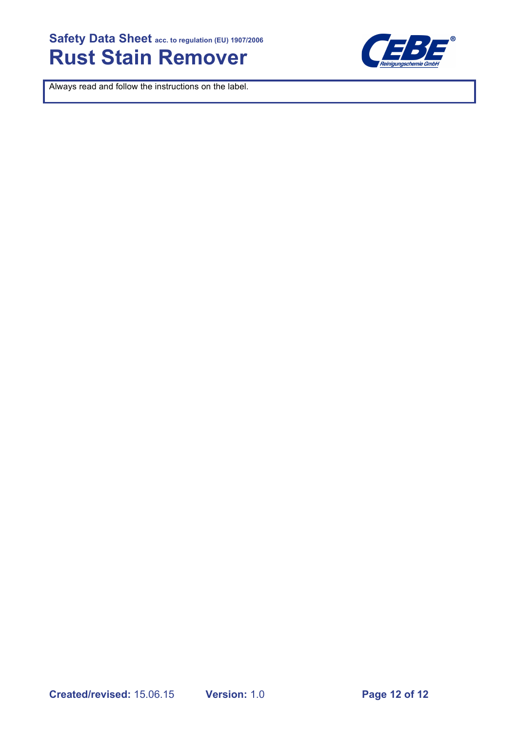Always read and follow the instructions on the label.